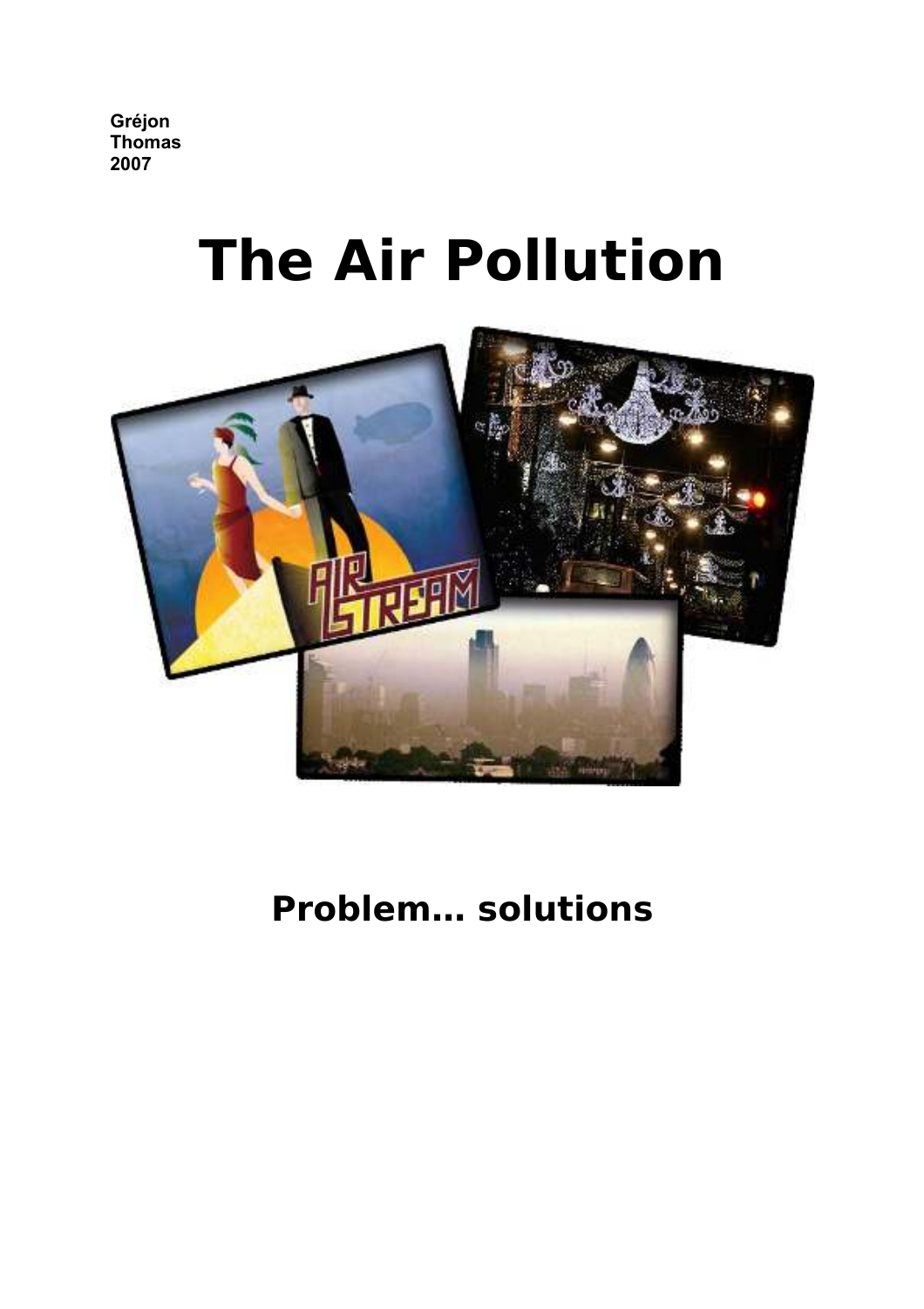**Gréjon**
**Thomas**
**2007**

# The Air Pollution

## Problem… solutions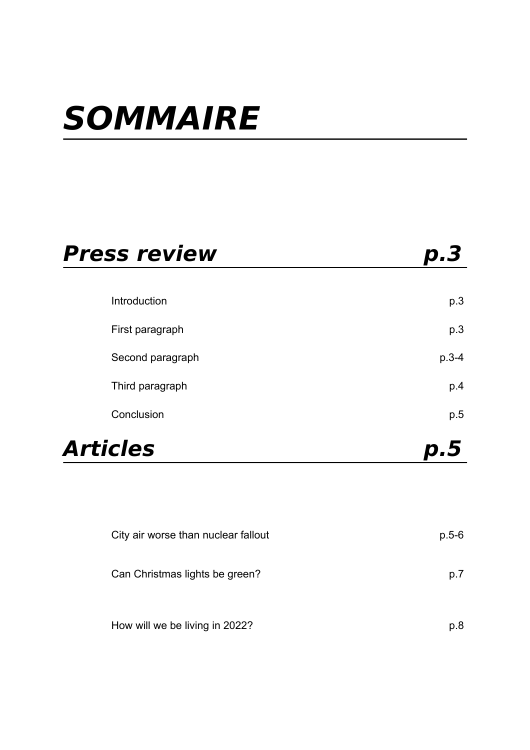# *SOMMAIRE*

## *Press review* *p.3*

| | |
|---|---|
| Introduction | p.3 |
| First paragraph | p.3 |
| Second paragraph | p.3-4 |
| Third paragraph | p.4 |
| Conclusion | p.5 |

## *Articles* *p.5*

| | |
|---|---|
| City air worse than nuclear fallout | p.5-6 |
| Can Christmas lights be green? | p.7 |
| How will we be living in 2022? | p.8 |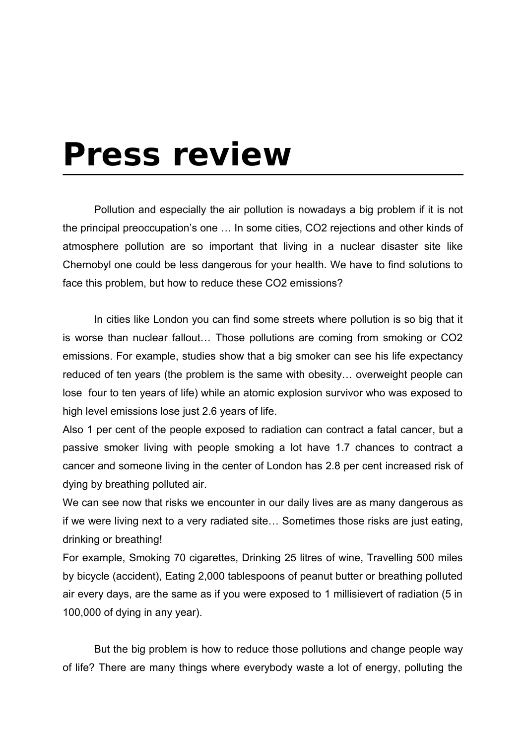# Press review

Pollution and especially the air pollution is nowadays a big problem if it is not the principal preoccupation's one … In some cities, $CO_2$ rejections and other kinds of atmosphere pollution are so important that living in a nuclear disaster site like Chernobyl one could be less dangerous for your health. We have to find solutions to face this problem, but how to reduce these $CO_2$ emissions?

In cities like London you can find some streets where pollution is so big that it is worse than nuclear fallout… Those pollutions are coming from smoking or $CO_2$ emissions. For example, studies show that a big smoker can see his life expectancy reduced of ten years (the problem is the same with obesity… overweight people can lose four to ten years of life) while an atomic explosion survivor who was exposed to high level emissions lose just 2.6 years of life.

Also 1 per cent of the people exposed to radiation can contract a fatal cancer, but a passive smoker living with people smoking a lot have 1.7 chances to contract a cancer and someone living in the center of London has 2.8 per cent increased risk of dying by breathing polluted air.

We can see now that risks we encounter in our daily lives are as many dangerous as if we were living next to a very radiated site… Sometimes those risks are just eating, drinking or breathing!

For example, Smoking 70 cigarettes, Drinking 25 litres of wine, Travelling 500 miles by bicycle (accident), Eating 2,000 tablespoons of peanut butter or breathing polluted air every days, are the same as if you were exposed to 1 millisievert of radiation (5 in 100,000 of dying in any year).

But the big problem is how to reduce those pollutions and change people way of life? There are many things where everybody waste a lot of energy, polluting the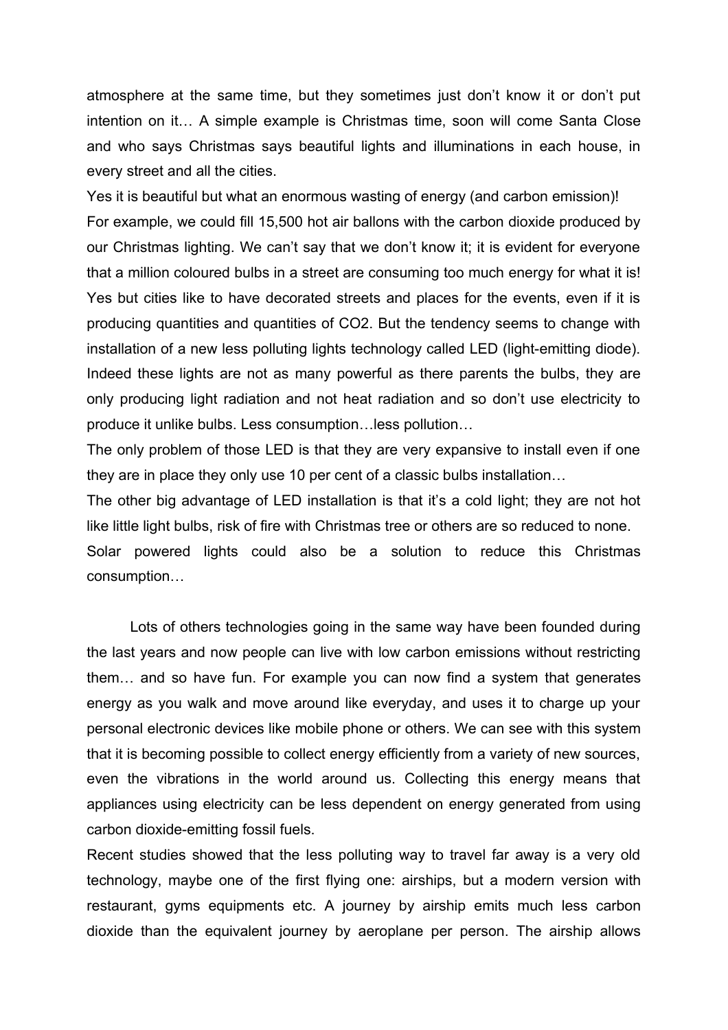atmosphere at the same time, but they sometimes just don't know it or don't put intention on it… A simple example is Christmas time, soon will come Santa Close and who says Christmas says beautiful lights and illuminations in each house, in every street and all the cities.

Yes it is beautiful but what an enormous wasting of energy (and carbon emission)!

For example, we could fill 15,500 hot air ballons with the carbon dioxide produced by our Christmas lighting. We can't say that we don't know it; it is evident for everyone that a million coloured bulbs in a street are consuming too much energy for what it is! Yes but cities like to have decorated streets and places for the events, even if it is producing quantities and quantities of CO2. But the tendency seems to change with installation of a new less polluting lights technology called LED (light-emitting diode). Indeed these lights are not as many powerful as there parents the bulbs, they are only producing light radiation and not heat radiation and so don't use electricity to produce it unlike bulbs. Less consumption…less pollution…

The only problem of those LED is that they are very expansive to install even if one they are in place they only use 10 per cent of a classic bulbs installation…

The other big advantage of LED installation is that it's a cold light; they are not hot like little light bulbs, risk of fire with Christmas tree or others are so reduced to none.

Solar powered lights could also be a solution to reduce this Christmas consumption…

Lots of others technologies going in the same way have been founded during the last years and now people can live with low carbon emissions without restricting them… and so have fun. For example you can now find a system that generates energy as you walk and move around like everyday, and uses it to charge up your personal electronic devices like mobile phone or others. We can see with this system that it is becoming possible to collect energy efficiently from a variety of new sources, even the vibrations in the world around us. Collecting this energy means that appliances using electricity can be less dependent on energy generated from using carbon dioxide-emitting fossil fuels.

Recent studies showed that the less polluting way to travel far away is a very old technology, maybe one of the first flying one: airships, but a modern version with restaurant, gyms equipments etc. A journey by airship emits much less carbon dioxide than the equivalent journey by aeroplane per person. The airship allows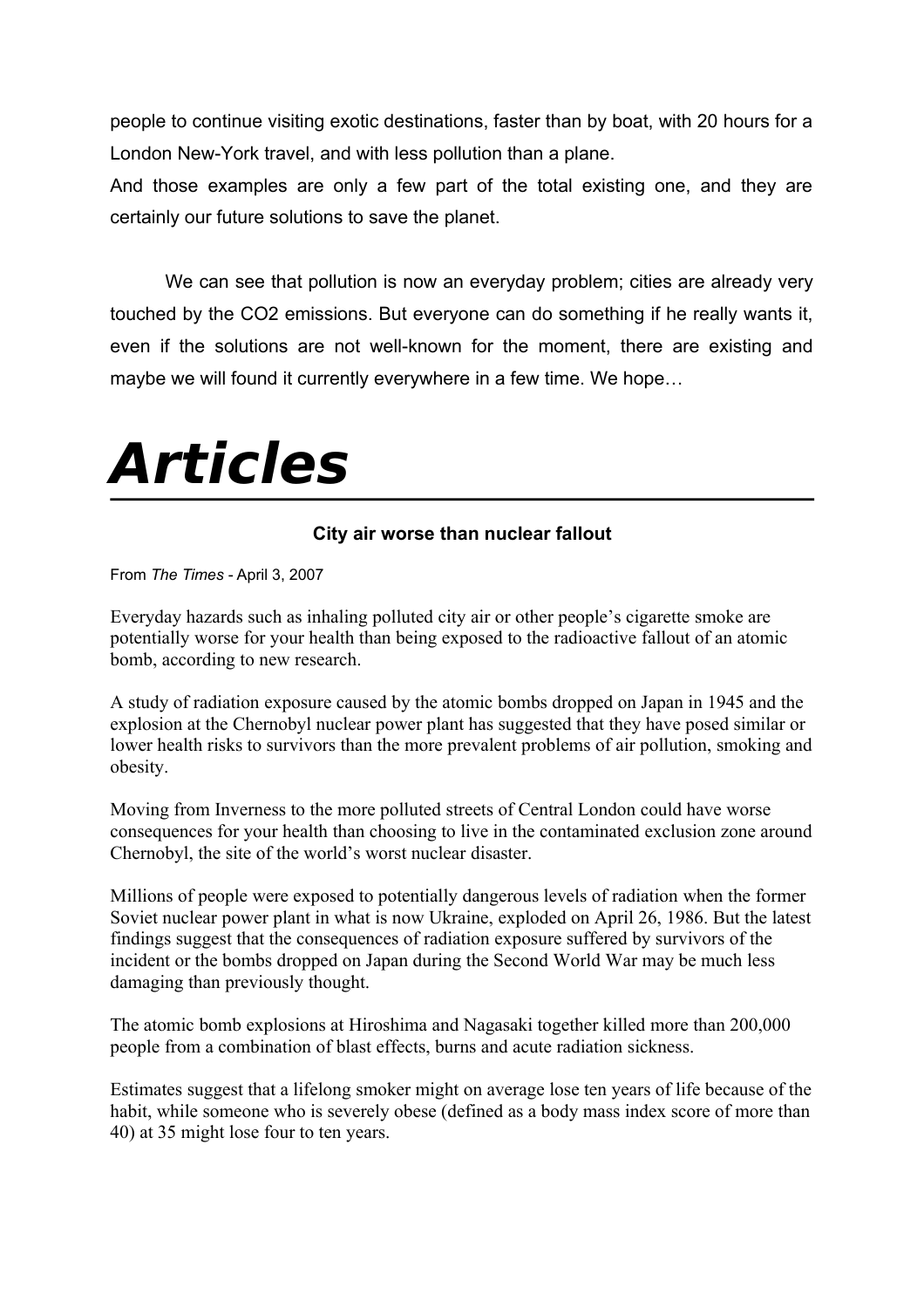people to continue visiting exotic destinations, faster than by boat, with 20 hours for a London New-York travel, and with less pollution than a plane.
And those examples are only a few part of the total existing one, and they are certainly our future solutions to save the planet.

We can see that pollution is now an everyday problem; cities are already very touched by the $CO_2$ emissions. But everyone can do something if he really wants it, even if the solutions are not well-known for the moment, there are existing and maybe we will found it currently everywhere in a few time. We hope…

# *Articles*

### City air worse than nuclear fallout

From *The Times* - April 3, 2007

Everyday hazards such as inhaling polluted city air or other people's cigarette smoke are potentially worse for your health than being exposed to the radioactive fallout of an atomic bomb, according to new research.

A study of radiation exposure caused by the atomic bombs dropped on Japan in 1945 and the explosion at the Chernobyl nuclear power plant has suggested that they have posed similar or lower health risks to survivors than the more prevalent problems of air pollution, smoking and obesity.

Moving from Inverness to the more polluted streets of Central London could have worse consequences for your health than choosing to live in the contaminated exclusion zone around Chernobyl, the site of the world's worst nuclear disaster.

Millions of people were exposed to potentially dangerous levels of radiation when the former Soviet nuclear power plant in what is now Ukraine, exploded on April 26, 1986. But the latest findings suggest that the consequences of radiation exposure suffered by survivors of the incident or the bombs dropped on Japan during the Second World War may be much less damaging than previously thought.

The atomic bomb explosions at Hiroshima and Nagasaki together killed more than 200,000 people from a combination of blast effects, burns and acute radiation sickness.

Estimates suggest that a lifelong smoker might on average lose ten years of life because of the habit, while someone who is severely obese (defined as a body mass index score of more than 40) at 35 might lose four to ten years.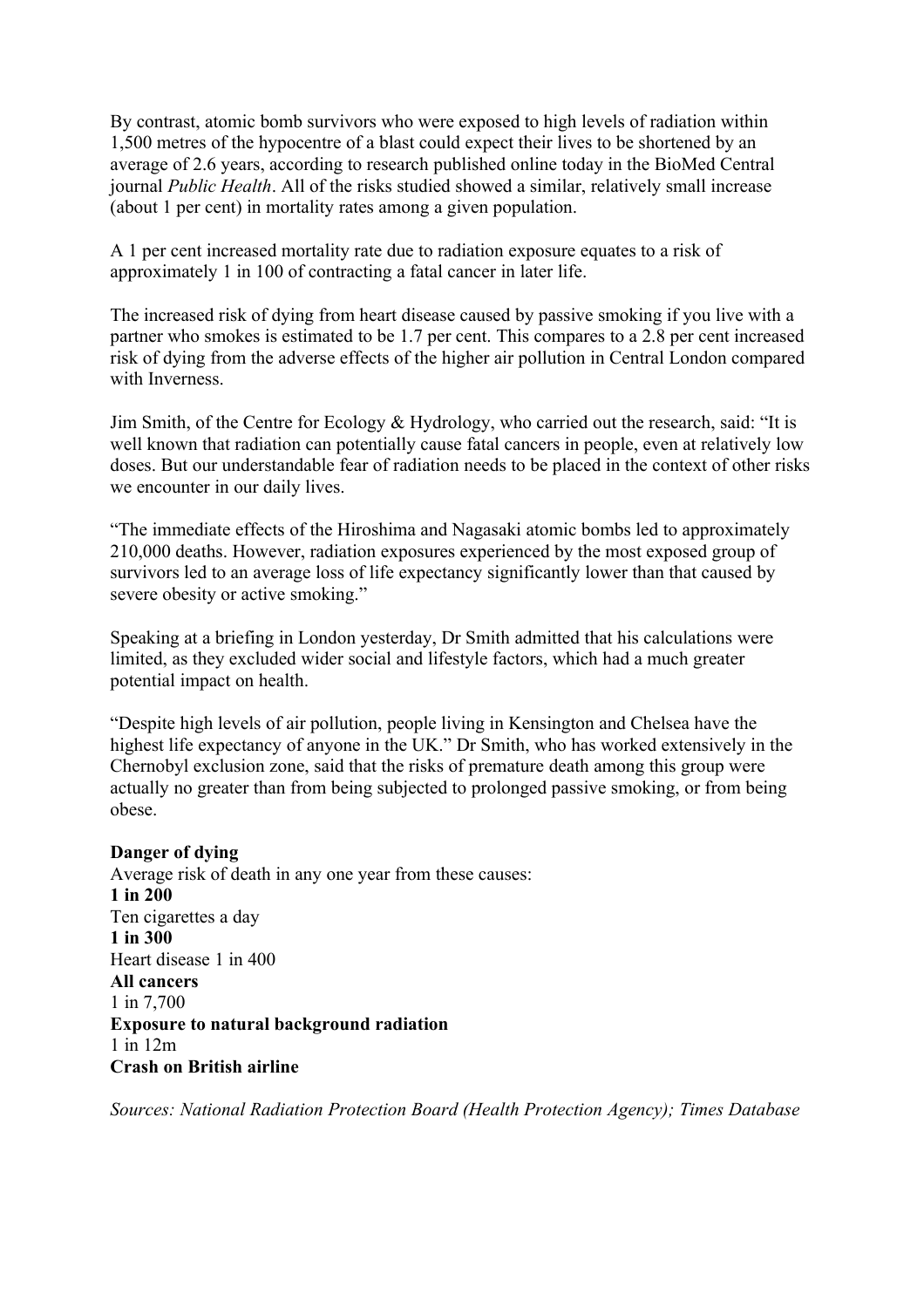By contrast, atomic bomb survivors who were exposed to high levels of radiation within 1,500 metres of the hypocentre of a blast could expect their lives to be shortened by an average of 2.6 years, according to research published online today in the BioMed Central journal *Public Health*. All of the risks studied showed a similar, relatively small increase (about 1 per cent) in mortality rates among a given population.

A 1 per cent increased mortality rate due to radiation exposure equates to a risk of approximately 1 in 100 of contracting a fatal cancer in later life.

The increased risk of dying from heart disease caused by passive smoking if you live with a partner who smokes is estimated to be 1.7 per cent. This compares to a 2.8 per cent increased risk of dying from the adverse effects of the higher air pollution in Central London compared with Inverness.

Jim Smith, of the Centre for Ecology & Hydrology, who carried out the research, said: "It is well known that radiation can potentially cause fatal cancers in people, even at relatively low doses. But our understandable fear of radiation needs to be placed in the context of other risks we encounter in our daily lives.

"The immediate effects of the Hiroshima and Nagasaki atomic bombs led to approximately 210,000 deaths. However, radiation exposures experienced by the most exposed group of survivors led to an average loss of life expectancy significantly lower than that caused by severe obesity or active smoking."

Speaking at a briefing in London yesterday, Dr Smith admitted that his calculations were limited, as they excluded wider social and lifestyle factors, which had a much greater potential impact on health.

"Despite high levels of air pollution, people living in Kensington and Chelsea have the highest life expectancy of anyone in the UK." Dr Smith, who has worked extensively in the Chernobyl exclusion zone, said that the risks of premature death among this group were actually no greater than from being subjected to prolonged passive smoking, or from being obese.

**Danger of dying**
Average risk of death in any one year from these causes:
**1 in 200**
Ten cigarettes a day
**1 in 300**
Heart disease 1 in 400
**All cancers**
1 in 7,700
**Exposure to natural background radiation**
1 in 12m
**Crash on British airline**

*Sources: National Radiation Protection Board (Health Protection Agency); Times Database*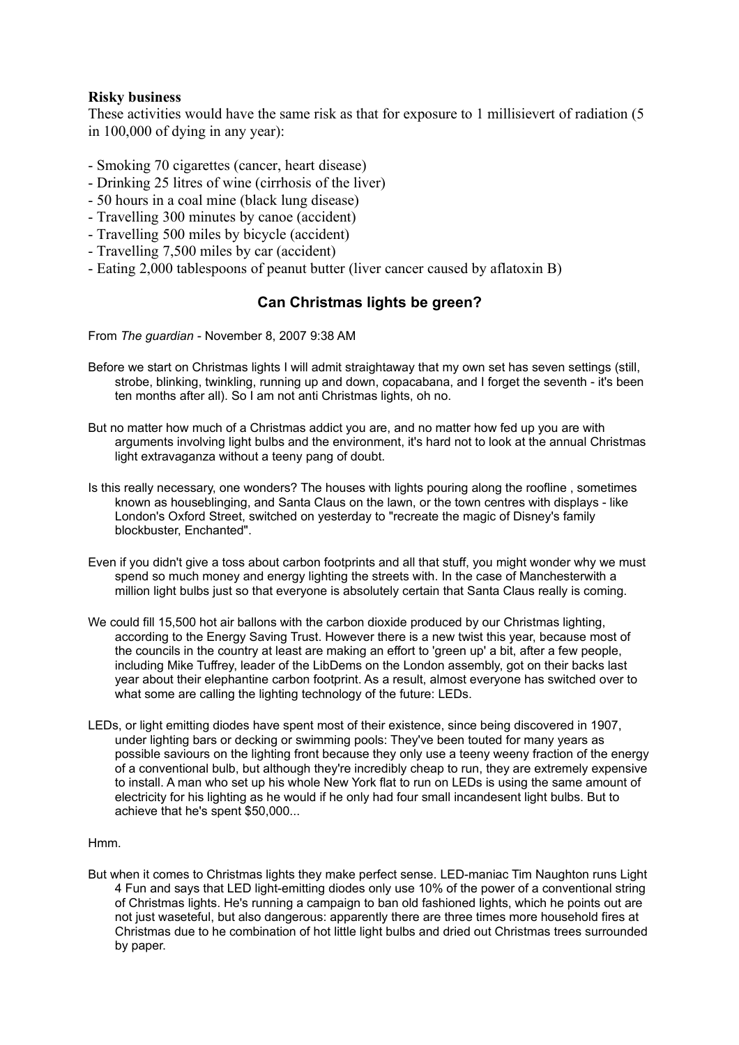**Risky business**

These activities would have the same risk as that for exposure to 1 millisievert of radiation (5 in 100,000 of dying in any year):

- Smoking 70 cigarettes (cancer, heart disease)
- Drinking 25 litres of wine (cirrhosis of the liver)
- 50 hours in a coal mine (black lung disease)
- Travelling 300 minutes by canoe (accident)
- Travelling 500 miles by bicycle (accident)
- Travelling 7,500 miles by car (accident)
- Eating 2,000 tablespoons of peanut butter (liver cancer caused by aflatoxin B)

## Can Christmas lights be green?

From *The guardian* - November 8, 2007 9:38 AM

Before we start on Christmas lights I will admit straightaway that my own set has seven settings (still, strobe, blinking, twinkling, running up and down, copacabana, and I forget the seventh - it's been ten months after all). So I am not anti Christmas lights, oh no.

But no matter how much of a Christmas addict you are, and no matter how fed up you are with arguments involving light bulbs and the environment, it's hard not to look at the annual Christmas light extravaganza without a teeny pang of doubt.

Is this really necessary, one wonders? The houses with lights pouring along the roofline , sometimes known as houseblinging, and Santa Claus on the lawn, or the town centres with displays - like London's Oxford Street, switched on yesterday to "recreate the magic of Disney's family blockbuster, Enchanted".

Even if you didn't give a toss about carbon footprints and all that stuff, you might wonder why we must spend so much money and energy lighting the streets with. In the case of Manchesterwith a million light bulbs just so that everyone is absolutely certain that Santa Claus really is coming.

We could fill 15,500 hot air ballons with the carbon dioxide produced by our Christmas lighting, according to the Energy Saving Trust. However there is a new twist this year, because most of the councils in the country at least are making an effort to 'green up' a bit, after a few people, including Mike Tuffrey, leader of the LibDems on the London assembly, got on their backs last year about their elephantine carbon footprint. As a result, almost everyone has switched over to what some are calling the lighting technology of the future: LEDs.

LEDs, or light emitting diodes have spent most of their existence, since being discovered in 1907, under lighting bars or decking or swimming pools: They've been touted for many years as possible saviours on the lighting front because they only use a teeny weeny fraction of the energy of a conventional bulb, but although they're incredibly cheap to run, they are extremely expensive to install. A man who set up his whole New York flat to run on LEDs is using the same amount of electricity for his lighting as he would if he only had four small incandesent light bulbs. But to achieve that he's spent $50,000...

Hmm.

But when it comes to Christmas lights they make perfect sense. LED-maniac Tim Naughton runs Light 4 Fun and says that LED light-emitting diodes only use 10% of the power of a conventional string of Christmas lights. He's running a campaign to ban old fashioned lights, which he points out are not just waseteful, but also dangerous: apparently there are three times more household fires at Christmas due to he combination of hot little light bulbs and dried out Christmas trees surrounded by paper.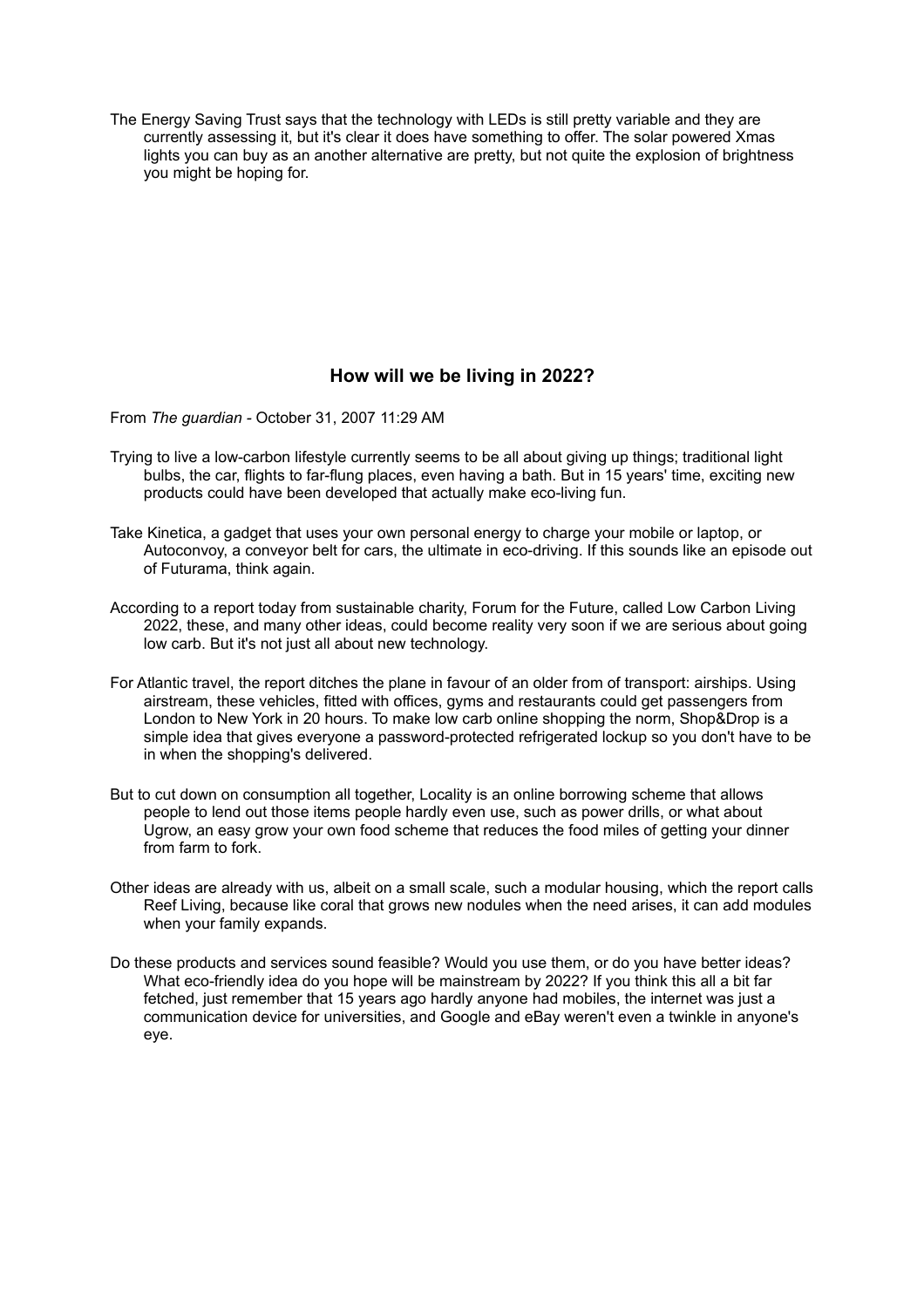The Energy Saving Trust says that the technology with LEDs is still pretty variable and they are currently assessing it, but it's clear it does have something to offer. The solar powered Xmas lights you can buy as an another alternative are pretty, but not quite the explosion of brightness you might be hoping for.

## How will we be living in 2022?

From *The guardian* - October 31, 2007 11:29 AM

Trying to live a low-carbon lifestyle currently seems to be all about giving up things; traditional light bulbs, the car, flights to far-flung places, even having a bath. But in 15 years' time, exciting new products could have been developed that actually make eco-living fun.

Take Kinetica, a gadget that uses your own personal energy to charge your mobile or laptop, or Autoconvoy, a conveyor belt for cars, the ultimate in eco-driving. If this sounds like an episode out of Futurama, think again.

According to a report today from sustainable charity, Forum for the Future, called Low Carbon Living 2022, these, and many other ideas, could become reality very soon if we are serious about going low carb. But it's not just all about new technology.

For Atlantic travel, the report ditches the plane in favour of an older from of transport: airships. Using airstream, these vehicles, fitted with offices, gyms and restaurants could get passengers from London to New York in 20 hours. To make low carb online shopping the norm, Shop&Drop is a simple idea that gives everyone a password-protected refrigerated lockup so you don't have to be in when the shopping's delivered.

But to cut down on consumption all together, Locality is an online borrowing scheme that allows people to lend out those items people hardly even use, such as power drills, or what about Ugrow, an easy grow your own food scheme that reduces the food miles of getting your dinner from farm to fork.

Other ideas are already with us, albeit on a small scale, such a modular housing, which the report calls Reef Living, because like coral that grows new nodules when the need arises, it can add modules when your family expands.

Do these products and services sound feasible? Would you use them, or do you have better ideas? What eco-friendly idea do you hope will be mainstream by 2022? If you think this all a bit far fetched, just remember that 15 years ago hardly anyone had mobiles, the internet was just a communication device for universities, and Google and eBay weren't even a twinkle in anyone's eye.